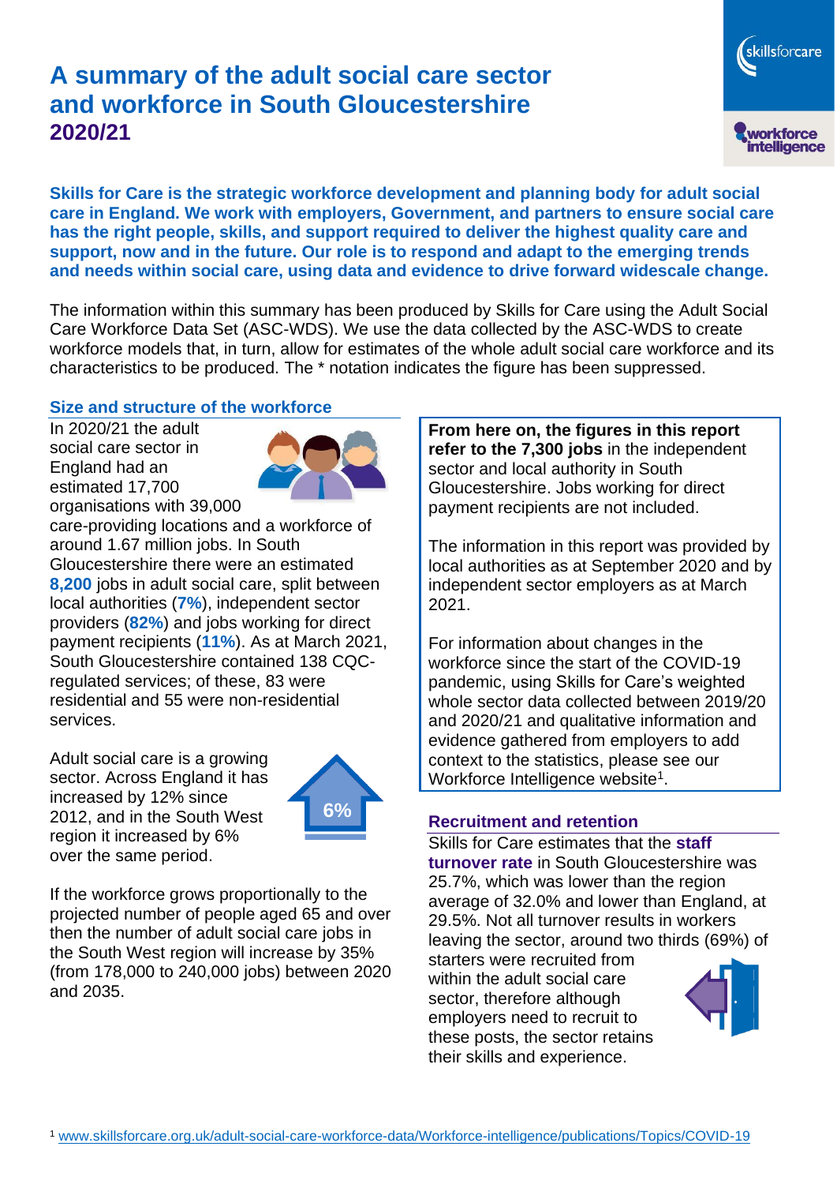# A summary of the adult social care sector and workforce in South Gloucestershire 2020/21

**Skills for Care is the strategic workforce development and planning body for adult social care in England. We work with employers, Government, and partners to ensure social care has the right people, skills, and support required to deliver the highest quality care and support, now and in the future. Our role is to respond and adapt to the emerging trends and needs within social care, using data and evidence to drive forward widescale change.**

The information within this summary has been produced by Skills for Care using the Adult Social Care Workforce Data Set (ASC-WDS). We use the data collected by the ASC-WDS to create workforce models that, in turn, allow for estimates of the whole adult social care workforce and its characteristics to be produced. The * notation indicates the figure has been suppressed.

## Size and structure of the workforce

In 2020/21 the adult social care sector in England had an estimated 17,700 organisations with 39,000 care-providing locations and a workforce of around 1.67 million jobs. In South Gloucestershire there were an estimated **8,200** jobs in adult social care, split between local authorities (**7%**), independent sector providers (**82%**) and jobs working for direct payment recipients (**11%**). As at March 2021, South Gloucestershire contained 138 CQC-regulated services; of these, 83 were residential and 55 were non-residential services.

Adult social care is a growing sector. Across England it has increased by 12% since 2012, and in the South West region it increased by 6% over the same period.

6%

If the workforce grows proportionally to the projected number of people aged 65 and over then the number of adult social care jobs in the South West region will increase by 35% (from 178,000 to 240,000 jobs) between 2020 and 2035.

**From here on, the figures in this report refer to the 7,300 jobs** in the independent sector and local authority in South Gloucestershire. Jobs working for direct payment recipients are not included.

The information in this report was provided by local authorities as at September 2020 and by independent sector employers as at March 2021.

For information about changes in the workforce since the start of the COVID-19 pandemic, using Skills for Care's weighted whole sector data collected between 2019/20 and 2020/21 and qualitative information and evidence gathered from employers to add context to the statistics, please see our Workforce Intelligence website[1].

## Recruitment and retention

Skills for Care estimates that the **staff turnover rate** in South Gloucestershire was 25.7%, which was lower than the region average of 32.0% and lower than England, at 29.5%. Not all turnover results in workers leaving the sector, around two thirds (69%) of starters were recruited from within the adult social care sector, therefore although employers need to recruit to these posts, the sector retains their skills and experience.

[1] www.skillsforcare.org.uk/adult-social-care-workforce-data/Workforce-intelligence/publications/Topics/COVID-19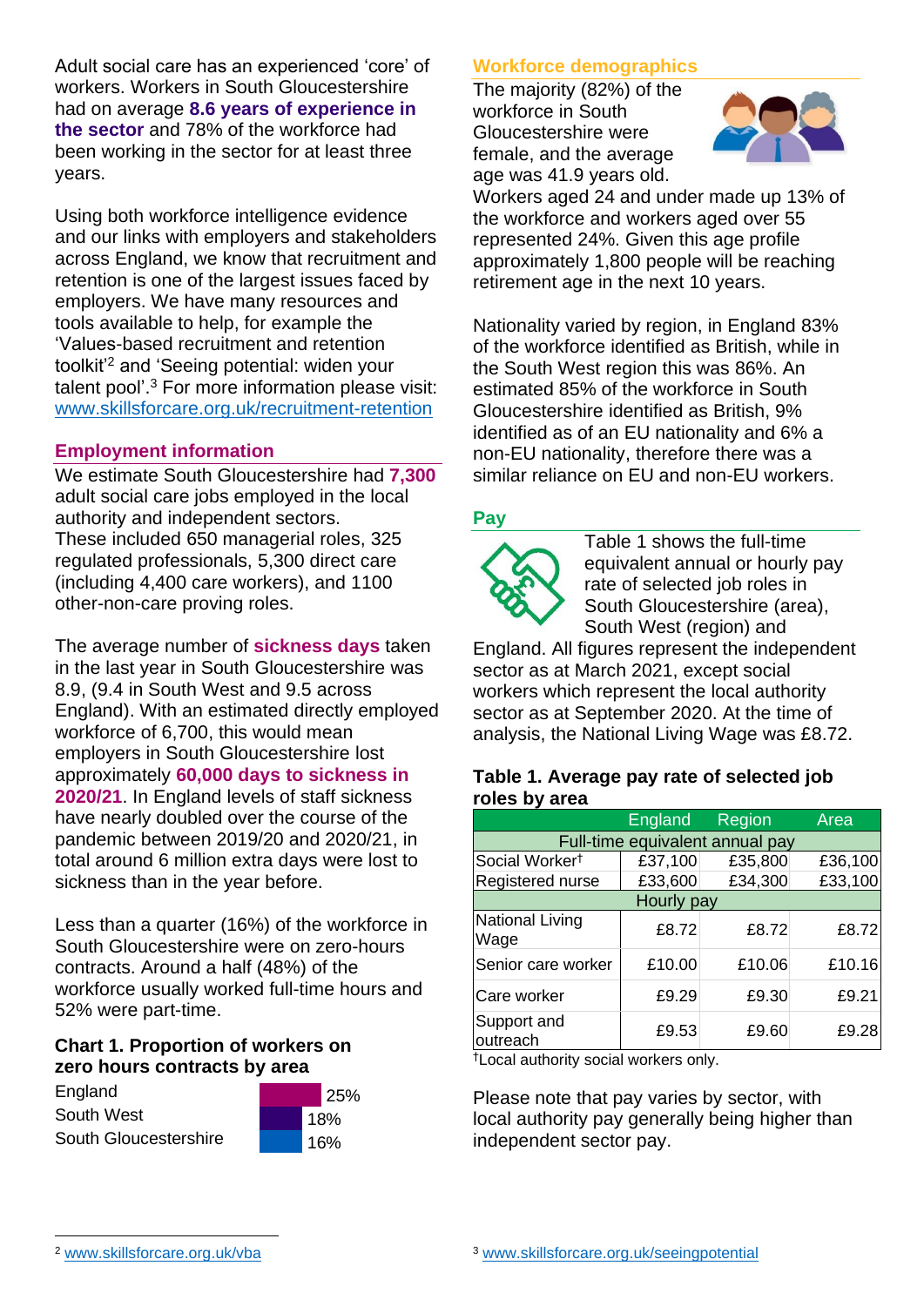Adult social care has an experienced 'core' of workers. Workers in South Gloucestershire had on average **8.6 years of experience in the sector** and 78% of the workforce had been working in the sector for at least three years.

Using both workforce intelligence evidence and our links with employers and stakeholders across England, we know that recruitment and retention is one of the largest issues faced by employers. We have many resources and tools available to help, for example the 'Values-based recruitment and retention toolkit'[2] and 'Seeing potential: widen your talent pool'.[3] For more information please visit: www.skillsforcare.org.uk/recruitment-retention

## Employment information

We estimate South Gloucestershire had **7,300** adult social care jobs employed in the local authority and independent sectors. These included 650 managerial roles, 325 regulated professionals, 5,300 direct care (including 4,400 care workers), and 1100 other-non-care proving roles.

The average number of **sickness days** taken in the last year in South Gloucestershire was 8.9, (9.4 in South West and 9.5 across England). With an estimated directly employed workforce of 6,700, this would mean employers in South Gloucestershire lost approximately **60,000 days to sickness in 2020/21**. In England levels of staff sickness have nearly doubled over the course of the pandemic between 2019/20 and 2020/21, in total around 6 million extra days were lost to sickness than in the year before.

Less than a quarter (16%) of the workforce in South Gloucestershire were on zero-hours contracts. Around a half (48%) of the workforce usually worked full-time hours and 52% were part-time.

### Chart 1. Proportion of workers on zero hours contracts by area

| Area | Proportion |
|---|---|
| England | 25% |
| South West | 18% |
| South Gloucestershire | 16% |

## Workforce demographics

The majority (82%) of the workforce in South Gloucestershire were female, and the average age was 41.9 years old. Workers aged 24 and under made up 13% of the workforce and workers aged over 55 represented 24%. Given this age profile approximately 1,800 people will be reaching retirement age in the next 10 years.

Nationality varied by region, in England 83% of the workforce identified as British, while in the South West region this was 86%. An estimated 85% of the workforce in South Gloucestershire identified as British, 9% identified as of an EU nationality and 6% a non-EU nationality, therefore there was a similar reliance on EU and non-EU workers.

## Pay

Table 1 shows the full-time equivalent annual or hourly pay rate of selected job roles in South Gloucestershire (area), South West (region) and England. All figures represent the independent sector as at March 2021, except social workers which represent the local authority sector as at September 2020. At the time of analysis, the National Living Wage was £8.72.

### Table 1. Average pay rate of selected job roles by area

| | England | Region | Area |
|---|---|---|---|
| **Full-time equivalent annual pay** | | | |
| Social Worker† | £37,100 | £35,800 | £36,100 |
| Registered nurse | £33,600 | £34,300 | £33,100 |
| **Hourly pay** | | | |
| National Living Wage | £8.72 | £8.72 | £8.72 |
| Senior care worker | £10.00 | £10.06 | £10.16 |
| Care worker | £9.29 | £9.30 | £9.21 |
| Support and outreach | £9.53 | £9.60 | £9.28 |

†Local authority social workers only.

Please note that pay varies by sector, with local authority pay generally being higher than independent sector pay.

[2] www.skillsforcare.org.uk/vba

[3] www.skillsforcare.org.uk/seeingpotential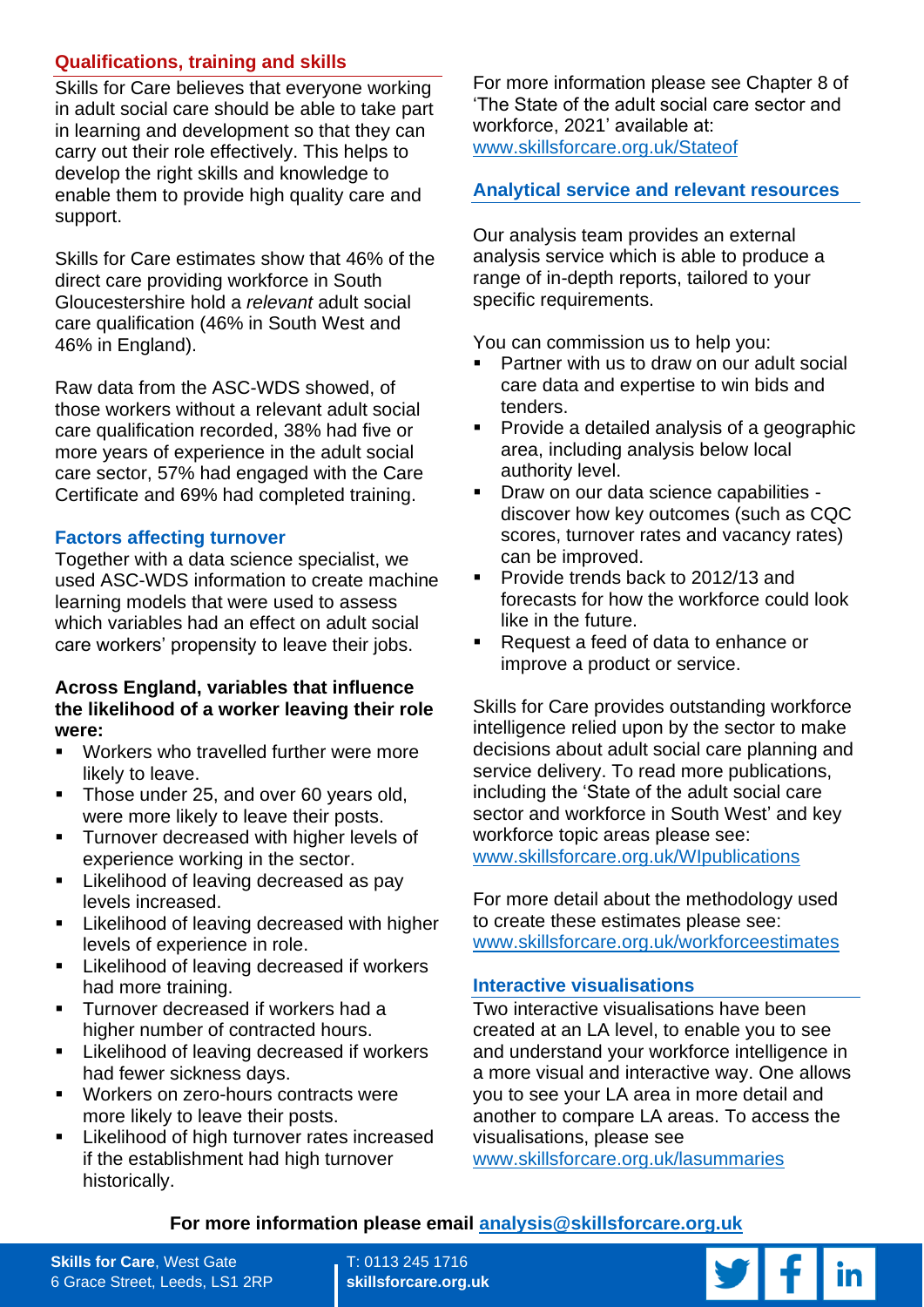## Qualifications, training and skills

Skills for Care believes that everyone working in adult social care should be able to take part in learning and development so that they can carry out their role effectively. This helps to develop the right skills and knowledge to enable them to provide high quality care and support.

Skills for Care estimates show that 46% of the direct care providing workforce in South Gloucestershire hold a *relevant* adult social care qualification (46% in South West and 46% in England).

Raw data from the ASC-WDS showed, of those workers without a relevant adult social care qualification recorded, 38% had five or more years of experience in the adult social care sector, 57% had engaged with the Care Certificate and 69% had completed training.

## Factors affecting turnover

Together with a data science specialist, we used ASC-WDS information to create machine learning models that were used to assess which variables had an effect on adult social care workers' propensity to leave their jobs.

**Across England, variables that influence the likelihood of a worker leaving their role were:**

- Workers who travelled further were more likely to leave.
- Those under 25, and over 60 years old, were more likely to leave their posts.
- Turnover decreased with higher levels of experience working in the sector.
- Likelihood of leaving decreased as pay levels increased.
- Likelihood of leaving decreased with higher levels of experience in role.
- Likelihood of leaving decreased if workers had more training.
- Turnover decreased if workers had a higher number of contracted hours.
- Likelihood of leaving decreased if workers had fewer sickness days.
- Workers on zero-hours contracts were more likely to leave their posts.
- Likelihood of high turnover rates increased if the establishment had high turnover historically.

For more information please see Chapter 8 of 'The State of the adult social care sector and workforce, 2021' available at: www.skillsforcare.org.uk/Stateof

## Analytical service and relevant resources

Our analysis team provides an external analysis service which is able to produce a range of in-depth reports, tailored to your specific requirements.

You can commission us to help you:

- Partner with us to draw on our adult social care data and expertise to win bids and tenders.
- Provide a detailed analysis of a geographic area, including analysis below local authority level.
- Draw on our data science capabilities - discover how key outcomes (such as CQC scores, turnover rates and vacancy rates) can be improved.
- Provide trends back to 2012/13 and forecasts for how the workforce could look like in the future.
- Request a feed of data to enhance or improve a product or service.

Skills for Care provides outstanding workforce intelligence relied upon by the sector to make decisions about adult social care planning and service delivery. To read more publications, including the 'State of the adult social care sector and workforce in South West' and key workforce topic areas please see: www.skillsforcare.org.uk/WIpublications

For more detail about the methodology used to create these estimates please see: www.skillsforcare.org.uk/workforceestimates

## Interactive visualisations

Two interactive visualisations have been created at an LA level, to enable you to see and understand your workforce intelligence in a more visual and interactive way. One allows you to see your LA area in more detail and another to compare LA areas. To access the visualisations, please see www.skillsforcare.org.uk/lasummaries

**For more information please email analysis@skillsforcare.org.uk**

**Skills for Care**, West Gate
6 Grace Street, Leeds, LS1 2RP

T: 0113 245 1716
**skillsforcare.org.uk**